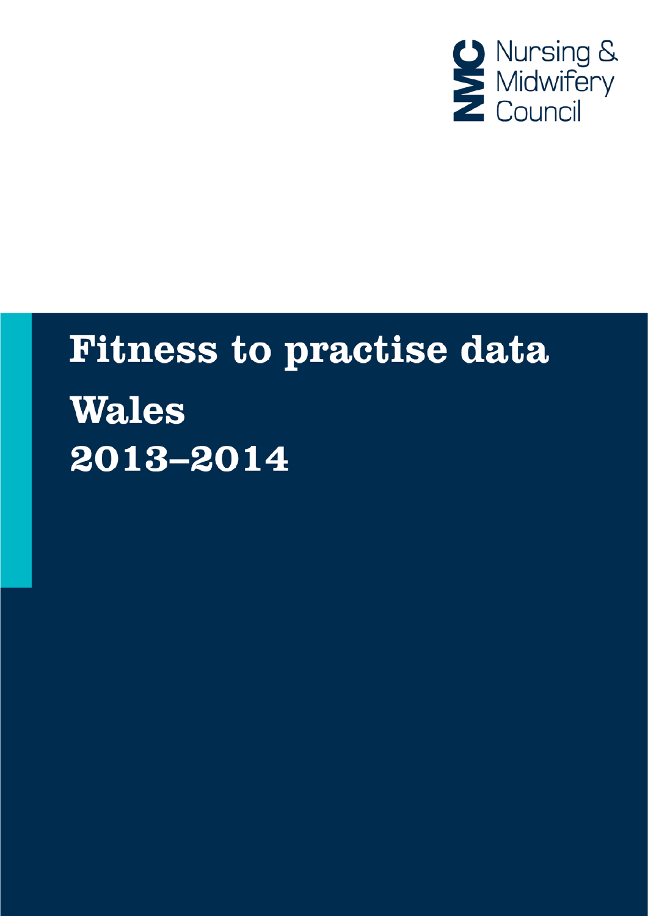Nursing & Midwifery Council

# Fitness to practise data

# Wales

# 2013–2014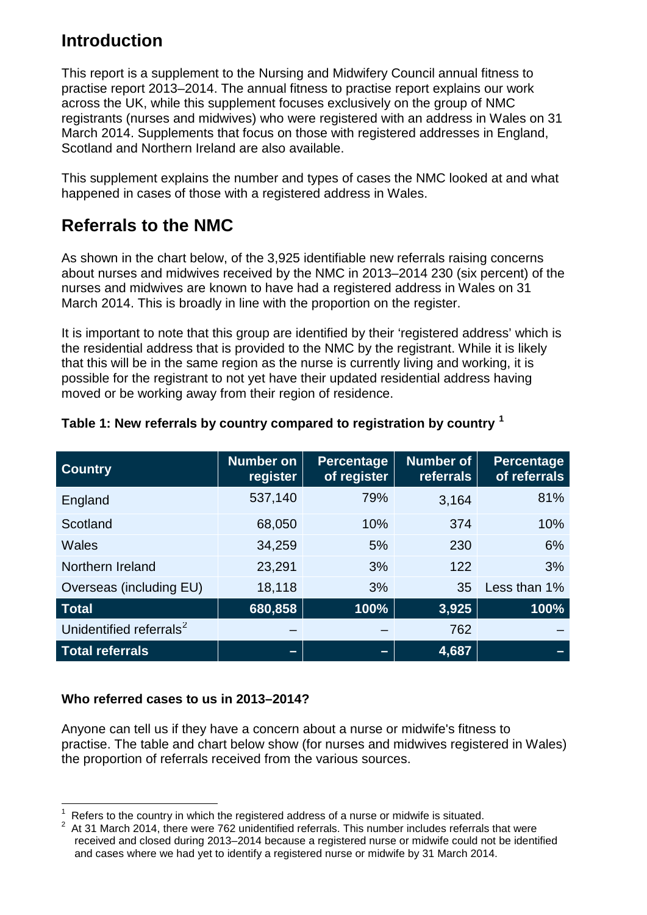## Introduction

This report is a supplement to the Nursing and Midwifery Council annual fitness to practise report 2013–2014. The annual fitness to practise report explains our work across the UK, while this supplement focuses exclusively on the group of NMC registrants (nurses and midwives) who were registered with an address in Wales on 31 March 2014. Supplements that focus on those with registered addresses in England, Scotland and Northern Ireland are also available.

This supplement explains the number and types of cases the NMC looked at and what happened in cases of those with a registered address in Wales.

## Referrals to the NMC

As shown in the chart below, of the 3,925 identifiable new referrals raising concerns about nurses and midwives received by the NMC in 2013–2014 230 (six percent) of the nurses and midwives are known to have had a registered address in Wales on 31 March 2014. This is broadly in line with the proportion on the register.

It is important to note that this group are identified by their 'registered address' which is the residential address that is provided to the NMC by the registrant. While it is likely that this will be in the same region as the nurse is currently living and working, it is possible for the registrant to not yet have their updated residential address having moved or be working away from their region of residence.

**Table 1: New referrals by country compared to registration by country [1]**

| Country | Number on register | Percentage of register | Number of referrals | Percentage of referrals |
|---|---|---|---|---|
| England | 537,140 | 79% | 3,164 | 81% |
| Scotland | 68,050 | 10% | 374 | 10% |
| Wales | 34,259 | 5% | 230 | 6% |
| Northern Ireland | 23,291 | 3% | 122 | 3% |
| Overseas (including EU) | 18,118 | 3% | 35 | Less than 1% |
| **Total** | **680,858** | **100%** | **3,925** | **100%** |
| Unidentified referrals[2] | – | – | 762 | – |
| **Total referrals** | **–** | **–** | **4,687** | **–** |

**Who referred cases to us in 2013–2014?**

Anyone can tell us if they have a concern about a nurse or midwife's fitness to practise. The table and chart below show (for nurses and midwives registered in Wales) the proportion of referrals received from the various sources.

[1] Refers to the country in which the registered address of a nurse or midwife is situated.

[2] At 31 March 2014, there were 762 unidentified referrals. This number includes referrals that were received and closed during 2013–2014 because a registered nurse or midwife could not be identified and cases where we had yet to identify a registered nurse or midwife by 31 March 2014.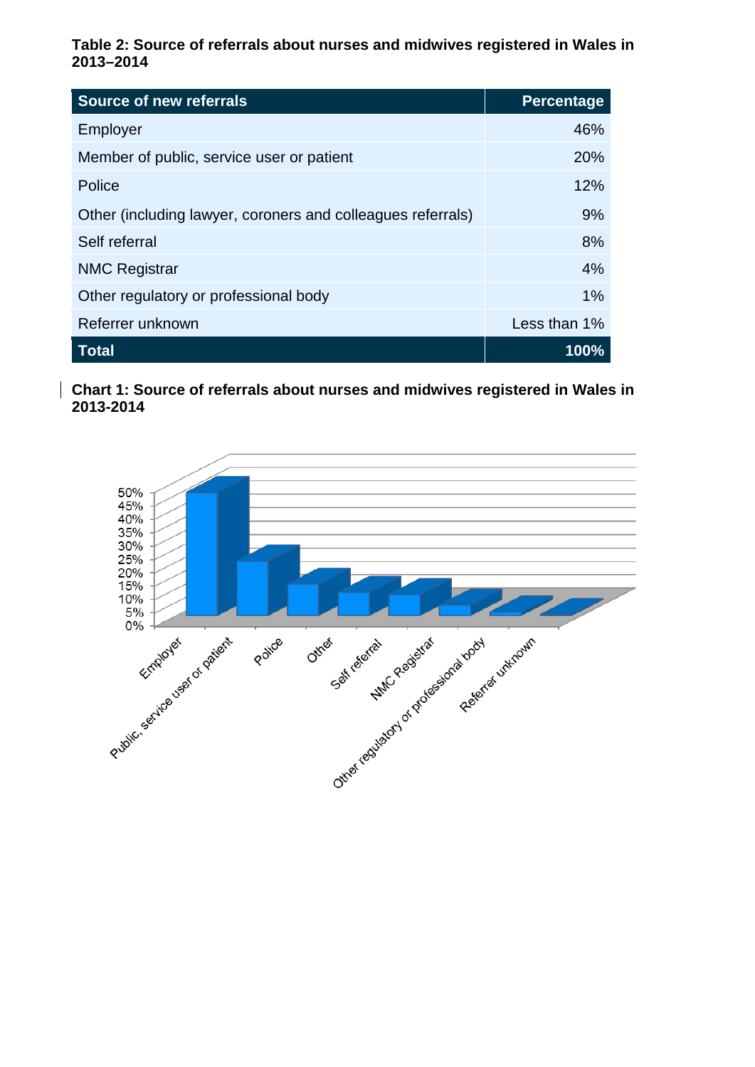**Table 2: Source of referrals about nurses and midwives registered in Wales in 2013–2014**

| Source of new referrals | Percentage |
|---|---|
| Employer | 46% |
| Member of public, service user or patient | 20% |
| Police | 12% |
| Other (including lawyer, coroners and colleagues referrals) | 9% |
| Self referral | 8% |
| NMC Registrar | 4% |
| Other regulatory or professional body | 1% |
| Referrer unknown | Less than 1% |
| **Total** | **100%** |

**Chart 1: Source of referrals about nurses and midwives registered in Wales in 2013-2014**

50%
45%
40%
35%
30%
25%
20%
15%
10%
5%
0%

Employer
Public, service user or patient
Police
Other
Self referral
NMC Registrar
Other regulatory or professional body
Referrer unknown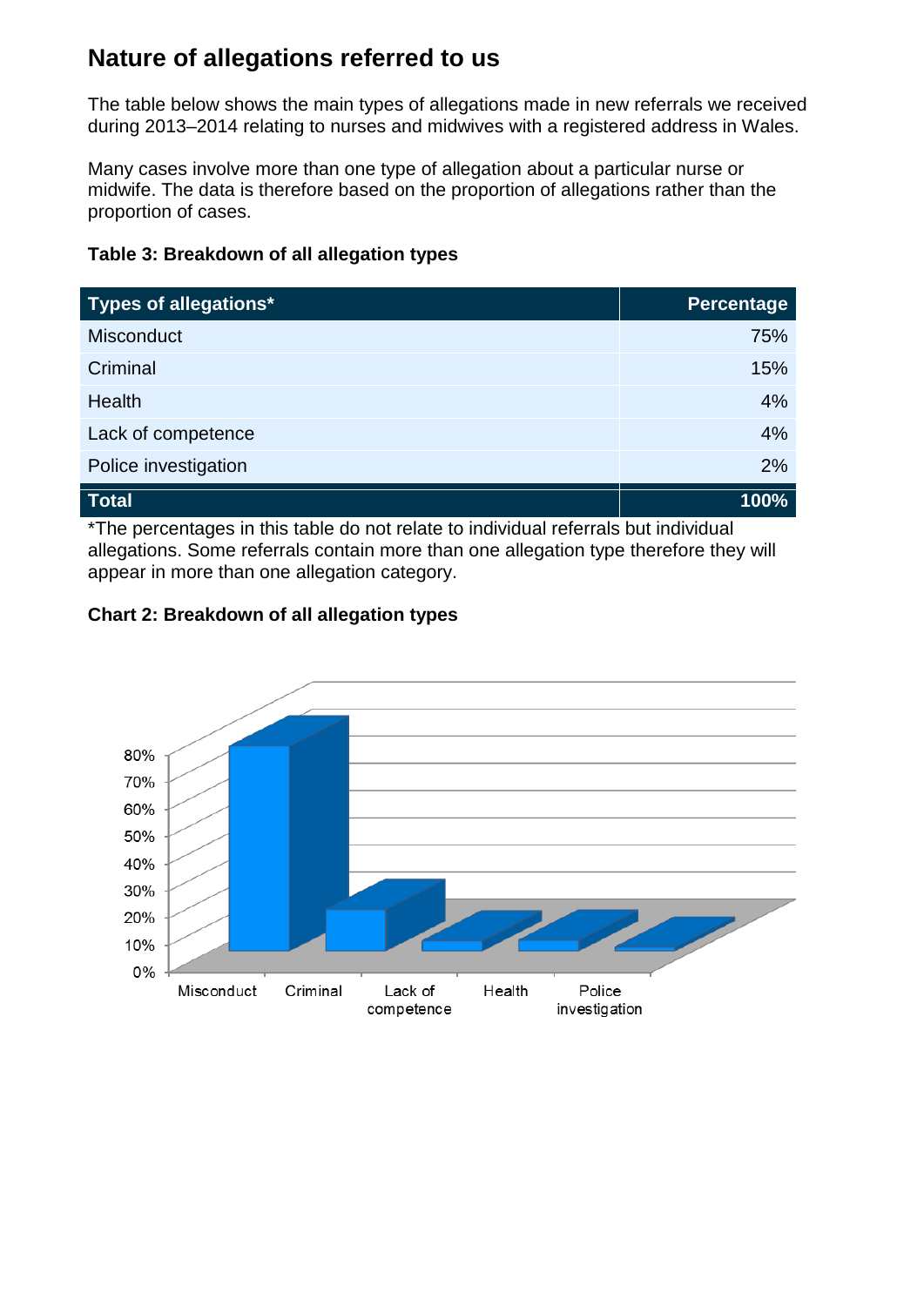## Nature of allegations referred to us

The table below shows the main types of allegations made in new referrals we received during 2013–2014 relating to nurses and midwives with a registered address in Wales.

Many cases involve more than one type of allegation about a particular nurse or midwife. The data is therefore based on the proportion of allegations rather than the proportion of cases.

**Table 3: Breakdown of all allegation types**

| Types of allegations* | Percentage |
|---|---|
| Misconduct | 75% |
| Criminal | 15% |
| Health | 4% |
| Lack of competence | 4% |
| Police investigation | 2% |
| **Total** | **100%** |

*The percentages in this table do not relate to individual referrals but individual allegations. Some referrals contain more than one allegation type therefore they will appear in more than one allegation category.

**Chart 2: Breakdown of all allegation types**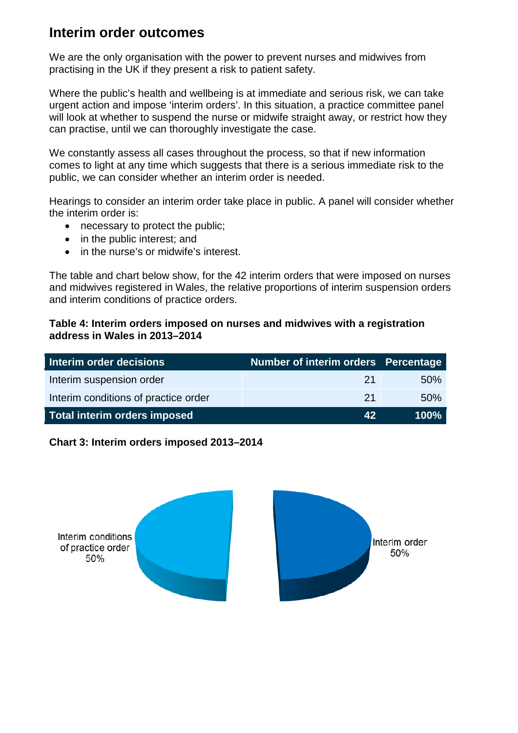## Interim order outcomes

We are the only organisation with the power to prevent nurses and midwives from practising in the UK if they present a risk to patient safety.

Where the public's health and wellbeing is at immediate and serious risk, we can take urgent action and impose 'interim orders'. In this situation, a practice committee panel will look at whether to suspend the nurse or midwife straight away, or restrict how they can practise, until we can thoroughly investigate the case.

We constantly assess all cases throughout the process, so that if new information comes to light at any time which suggests that there is a serious immediate risk to the public, we can consider whether an interim order is needed.

Hearings to consider an interim order take place in public. A panel will consider whether the interim order is:

- necessary to protect the public;
- in the public interest; and
- in the nurse's or midwife's interest.

The table and chart below show, for the 42 interim orders that were imposed on nurses and midwives registered in Wales, the relative proportions of interim suspension orders and interim conditions of practice orders.

**Table 4: Interim orders imposed on nurses and midwives with a registration address in Wales in 2013–2014**

| Interim order decisions | Number of interim orders | Percentage |
|---|---|---|
| Interim suspension order | 21 | 50% |
| Interim conditions of practice order | 21 | 50% |
| **Total interim orders imposed** | **42** | **100%** |

**Chart 3: Interim orders imposed 2013–2014**

Interim conditions of practice order 50%

Interim order 50%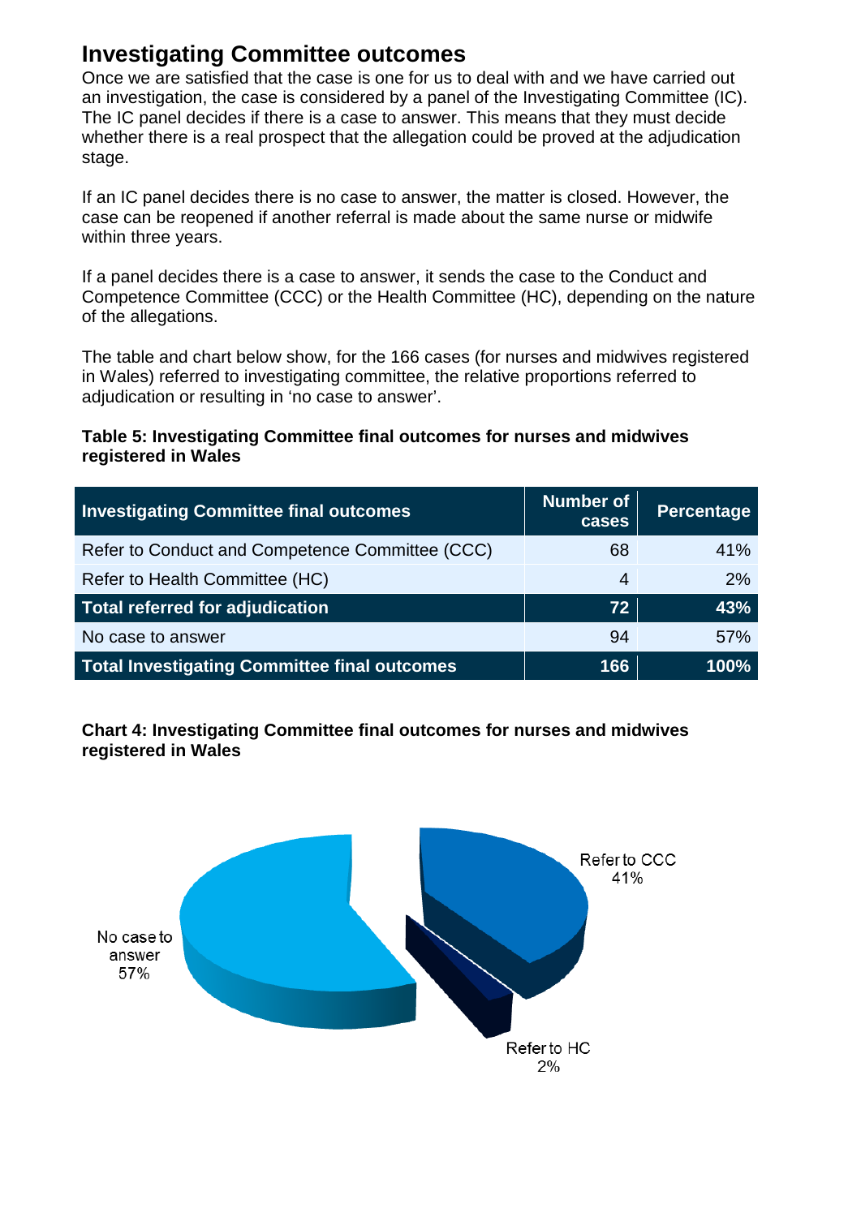## Investigating Committee outcomes

Once we are satisfied that the case is one for us to deal with and we have carried out an investigation, the case is considered by a panel of the Investigating Committee (IC). The IC panel decides if there is a case to answer. This means that they must decide whether there is a real prospect that the allegation could be proved at the adjudication stage.

If an IC panel decides there is no case to answer, the matter is closed. However, the case can be reopened if another referral is made about the same nurse or midwife within three years.

If a panel decides there is a case to answer, it sends the case to the Conduct and Competence Committee (CCC) or the Health Committee (HC), depending on the nature of the allegations.

The table and chart below show, for the 166 cases (for nurses and midwives registered in Wales) referred to investigating committee, the relative proportions referred to adjudication or resulting in 'no case to answer'.

**Table 5: Investigating Committee final outcomes for nurses and midwives registered in Wales**

| Investigating Committee final outcomes | Number of cases | Percentage |
|---|---|---|
| Refer to Conduct and Competence Committee (CCC) | 68 | 41% |
| Refer to Health Committee (HC) | 4 | 2% |
| **Total referred for adjudication** | **72** | **43%** |
| No case to answer | 94 | 57% |
| **Total Investigating Committee final outcomes** | **166** | **100%** |

**Chart 4: Investigating Committee final outcomes for nurses and midwives registered in Wales**

No case to answer 57%

Refer to CCC 41%

Refer to HC 2%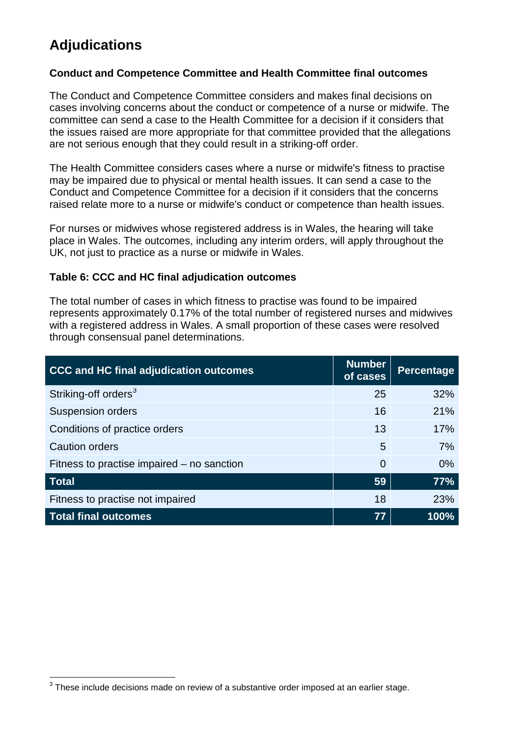# Adjudications

### Conduct and Competence Committee and Health Committee final outcomes

The Conduct and Competence Committee considers and makes final decisions on cases involving concerns about the conduct or competence of a nurse or midwife. The committee can send a case to the Health Committee for a decision if it considers that the issues raised are more appropriate for that committee provided that the allegations are not serious enough that they could result in a striking-off order.

The Health Committee considers cases where a nurse or midwife's fitness to practise may be impaired due to physical or mental health issues. It can send a case to the Conduct and Competence Committee for a decision if it considers that the concerns raised relate more to a nurse or midwife's conduct or competence than health issues.

For nurses or midwives whose registered address is in Wales, the hearing will take place in Wales. The outcomes, including any interim orders, will apply throughout the UK, not just to practice as a nurse or midwife in Wales.

### Table 6: CCC and HC final adjudication outcomes

The total number of cases in which fitness to practise was found to be impaired represents approximately 0.17% of the total number of registered nurses and midwives with a registered address in Wales. A small proportion of these cases were resolved through consensual panel determinations.

| CCC and HC final adjudication outcomes | Number of cases | Percentage |
|---|---|---|
| Striking-off orders[3] | 25 | 32% |
| Suspension orders | 16 | 21% |
| Conditions of practice orders | 13 | 17% |
| Caution orders | 5 | 7% |
| Fitness to practise impaired – no sanction | 0 | 0% |
| **Total** | **59** | **77%** |
| Fitness to practise not impaired | 18 | 23% |
| **Total final outcomes** | **77** | **100%** |

[3] These include decisions made on review of a substantive order imposed at an earlier stage.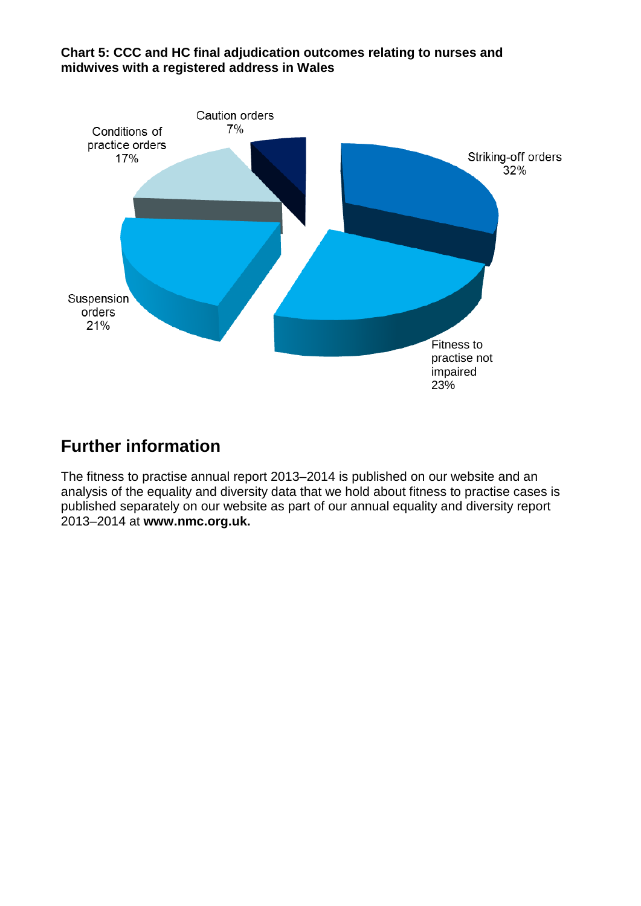**Chart 5: CCC and HC final adjudication outcomes relating to nurses and midwives with a registered address in Wales**

Caution orders 7%

Striking-off orders 32%

Fitness to practise not impaired 23%

Suspension orders 21%

Conditions of practice orders 17%

## Further information

The fitness to practise annual report 2013–2014 is published on our website and an analysis of the equality and diversity data that we hold about fitness to practise cases is published separately on our website as part of our annual equality and diversity report 2013–2014 at **www.nmc.org.uk.**